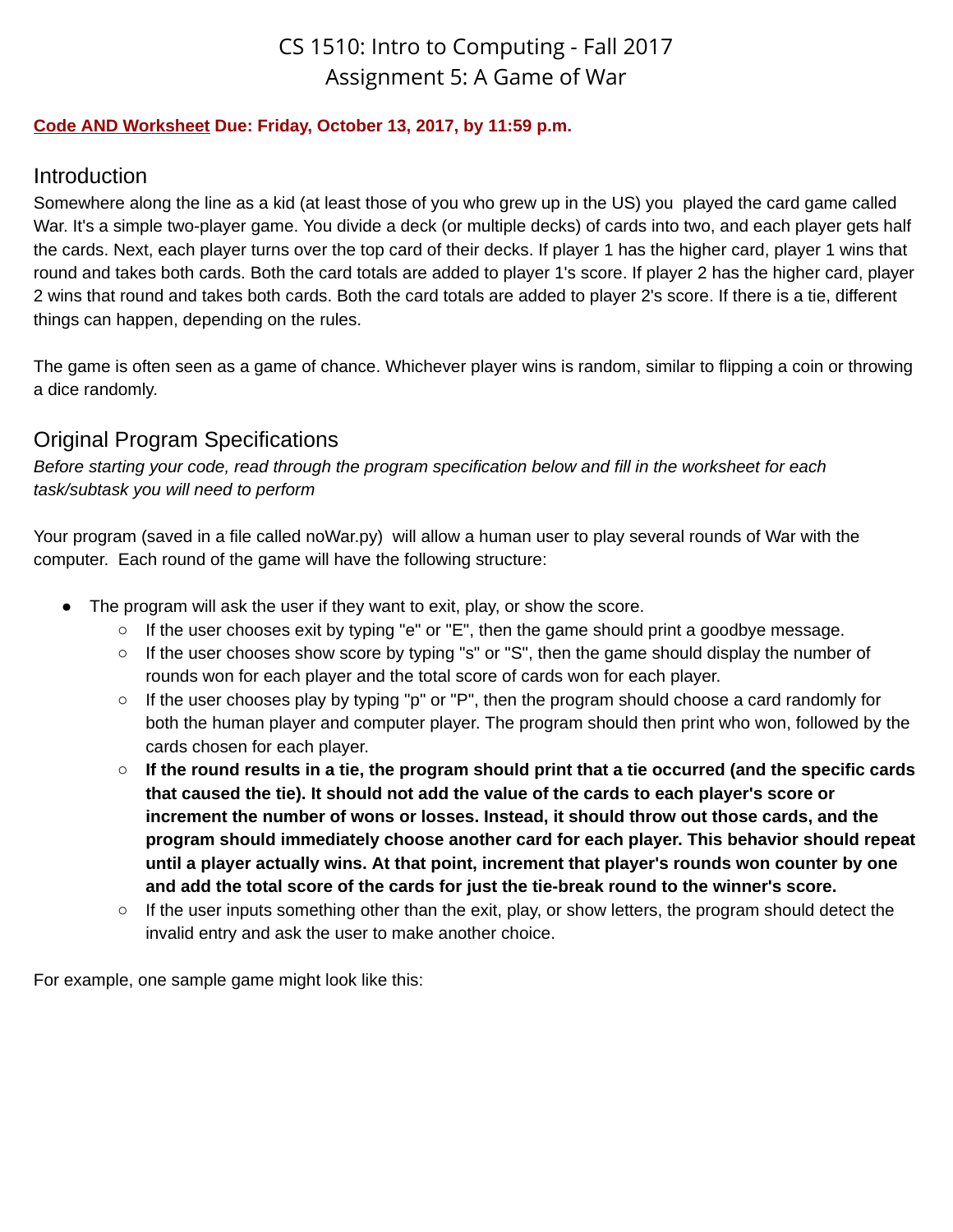# CS 1510: Intro to Computing - Fall 2017
# Assignment 5: A Game of War

**Code AND Worksheet Due: Friday, October 13, 2017, by 11:59 p.m.**

## Introduction

Somewhere along the line as a kid (at least those of you who grew up in the US) you played the card game called War. It's a simple two-player game. You divide a deck (or multiple decks) of cards into two, and each player gets half the cards. Next, each player turns over the top card of their decks. If player 1 has the higher card, player 1 wins that round and takes both cards. Both the card totals are added to player 1's score. If player 2 has the higher card, player 2 wins that round and takes both cards. Both the card totals are added to player 2's score. If there is a tie, different things can happen, depending on the rules.

The game is often seen as a game of chance. Whichever player wins is random, similar to flipping a coin or throwing a dice randomly.

## Original Program Specifications

*Before starting your code, read through the program specification below and fill in the worksheet for each task/subtask you will need to perform*

Your program (saved in a file called noWar.py) will allow a human user to play several rounds of War with the computer. Each round of the game will have the following structure:

- The program will ask the user if they want to exit, play, or show the score.
  - If the user chooses exit by typing "e" or "E", then the game should print a goodbye message.
  - If the user chooses show score by typing "s" or "S", then the game should display the number of rounds won for each player and the total score of cards won for each player.
  - If the user chooses play by typing "p" or "P", then the program should choose a card randomly for both the human player and computer player. The program should then print who won, followed by the cards chosen for each player.
  - **If the round results in a tie, the program should print that a tie occurred (and the specific cards that caused the tie). It should not add the value of the cards to each player's score or increment the number of wons or losses. Instead, it should throw out those cards, and the program should immediately choose another card for each player. This behavior should repeat until a player actually wins. At that point, increment that player's rounds won counter by one and add the total score of the cards for just the tie-break round to the winner's score.**
  - If the user inputs something other than the exit, play, or show letters, the program should detect the invalid entry and ask the user to make another choice.

For example, one sample game might look like this: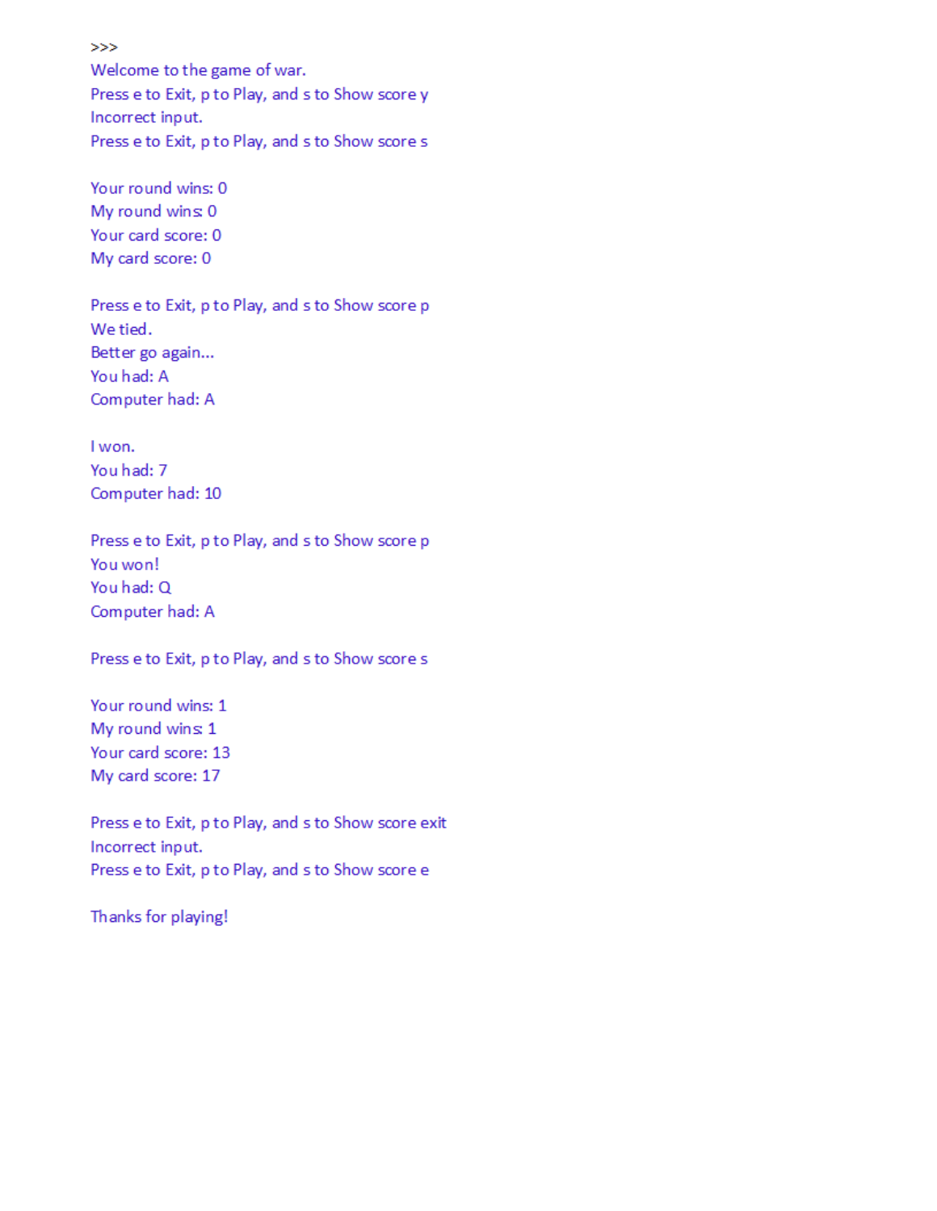```
>>>
Welcome to the game of war.
Press e to Exit, p to Play, and s to Show score y
Incorrect input.
Press e to Exit, p to Play, and s to Show score s

Your round wins: 0
My round wins: 0
Your card score: 0
My card score: 0

Press e to Exit, p to Play, and s to Show score p
We tied.
Better go again...
You had: A
Computer had: A

I won.
You had: 7
Computer had: 10

Press e to Exit, p to Play, and s to Show score p
You won!
You had: Q
Computer had: A

Press e to Exit, p to Play, and s to Show score s

Your round wins: 1
My round wins: 1
Your card score: 13
My card score: 17

Press e to Exit, p to Play, and s to Show score exit
Incorrect input.
Press e to Exit, p to Play, and s to Show score e

Thanks for playing!
```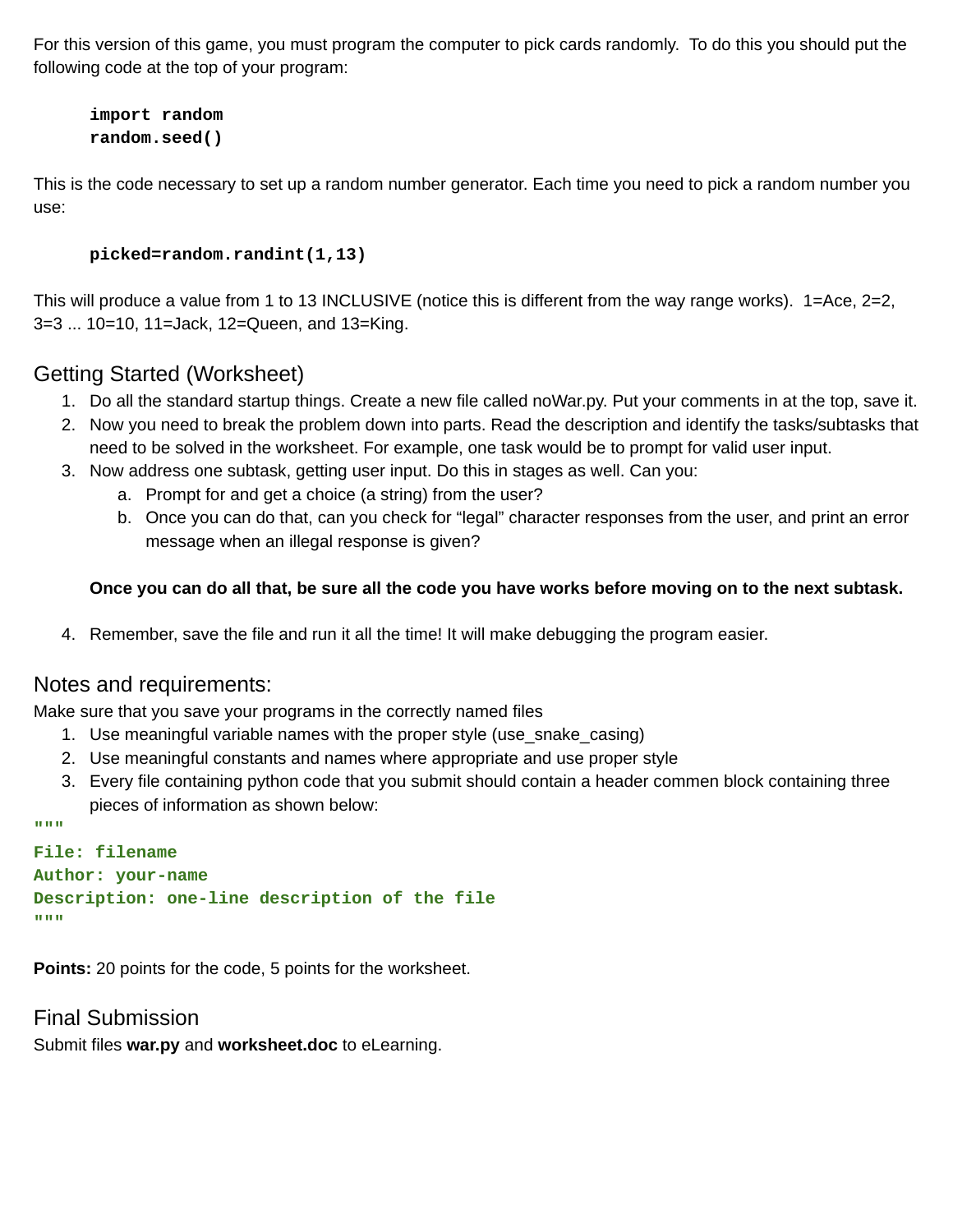For this version of this game, you must program the computer to pick cards randomly. To do this you should put the following code at the top of your program:

```
import random
random.seed()
```

This is the code necessary to set up a random number generator. Each time you need to pick a random number you use:

```
picked=random.randint(1,13)
```

This will produce a value from 1 to 13 INCLUSIVE (notice this is different from the way range works). 1=Ace, 2=2, 3=3 ... 10=10, 11=Jack, 12=Queen, and 13=King.

## Getting Started (Worksheet)

1. Do all the standard startup things. Create a new file called noWar.py. Put your comments in at the top, save it.
2. Now you need to break the problem down into parts. Read the description and identify the tasks/subtasks that need to be solved in the worksheet. For example, one task would be to prompt for valid user input.
3. Now address one subtask, getting user input. Do this in stages as well. Can you:
    a. Prompt for and get a choice (a string) from the user?
    b. Once you can do that, can you check for "legal" character responses from the user, and print an error message when an illegal response is given?

    **Once you can do all that, be sure all the code you have works before moving on to the next subtask.**

4. Remember, save the file and run it all the time! It will make debugging the program easier.

## Notes and requirements:

Make sure that you save your programs in the correctly named files

1. Use meaningful variable names with the proper style (use_snake_casing)
2. Use meaningful constants and names where appropriate and use proper style
3. Every file containing python code that you submit should contain a header commen block containing three pieces of information as shown below:

```
"""
File: filename
Author: your-name
Description: one-line description of the file
"""
```

**Points:** 20 points for the code, 5 points for the worksheet.

## Final Submission

Submit files **war.py** and **worksheet.doc** to eLearning.